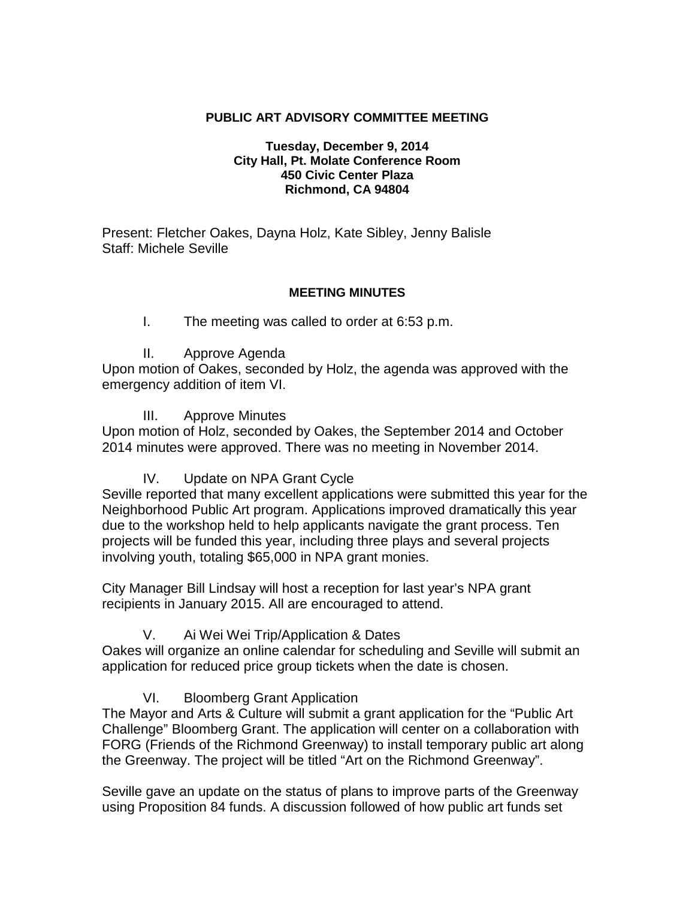**PUBLIC ART ADVISORY COMMITTEE MEETING**

**Tuesday, December 9, 2014**
**City Hall, Pt. Molate Conference Room**
**450 Civic Center Plaza**
**Richmond, CA 94804**

Present: Fletcher Oakes, Dayna Holz, Kate Sibley, Jenny Balisle
Staff: Michele Seville

**MEETING MINUTES**

I. The meeting was called to order at 6:53 p.m.

II. Approve Agenda

Upon motion of Oakes, seconded by Holz, the agenda was approved with the emergency addition of item VI.

III. Approve Minutes

Upon motion of Holz, seconded by Oakes, the September 2014 and October 2014 minutes were approved. There was no meeting in November 2014.

IV. Update on NPA Grant Cycle

Seville reported that many excellent applications were submitted this year for the Neighborhood Public Art program. Applications improved dramatically this year due to the workshop held to help applicants navigate the grant process. Ten projects will be funded this year, including three plays and several projects involving youth, totaling $65,000 in NPA grant monies.

City Manager Bill Lindsay will host a reception for last year's NPA grant recipients in January 2015. All are encouraged to attend.

V. Ai Wei Wei Trip/Application & Dates

Oakes will organize an online calendar for scheduling and Seville will submit an application for reduced price group tickets when the date is chosen.

VI. Bloomberg Grant Application

The Mayor and Arts & Culture will submit a grant application for the "Public Art Challenge" Bloomberg Grant. The application will center on a collaboration with FORG (Friends of the Richmond Greenway) to install temporary public art along the Greenway. The project will be titled "Art on the Richmond Greenway".

Seville gave an update on the status of plans to improve parts of the Greenway using Proposition 84 funds. A discussion followed of how public art funds set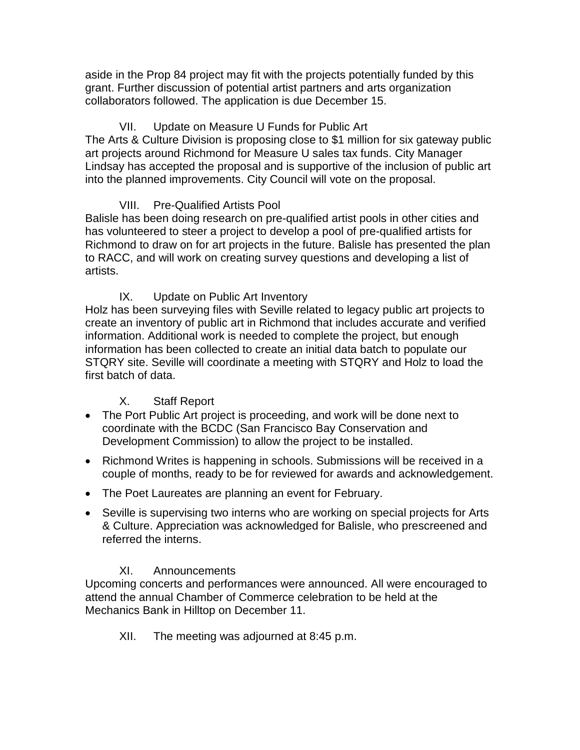aside in the Prop 84 project may fit with the projects potentially funded by this grant. Further discussion of potential artist partners and arts organization collaborators followed. The application is due December 15.

VII. Update on Measure U Funds for Public Art

The Arts & Culture Division is proposing close to $1 million for six gateway public art projects around Richmond for Measure U sales tax funds. City Manager Lindsay has accepted the proposal and is supportive of the inclusion of public art into the planned improvements. City Council will vote on the proposal.

VIII. Pre-Qualified Artists Pool

Balisle has been doing research on pre-qualified artist pools in other cities and has volunteered to steer a project to develop a pool of pre-qualified artists for Richmond to draw on for art projects in the future. Balisle has presented the plan to RACC, and will work on creating survey questions and developing a list of artists.

IX. Update on Public Art Inventory

Holz has been surveying files with Seville related to legacy public art projects to create an inventory of public art in Richmond that includes accurate and verified information. Additional work is needed to complete the project, but enough information has been collected to create an initial data batch to populate our STQRY site. Seville will coordinate a meeting with STQRY and Holz to load the first batch of data.

X. Staff Report

- The Port Public Art project is proceeding, and work will be done next to coordinate with the BCDC (San Francisco Bay Conservation and Development Commission) to allow the project to be installed.
- Richmond Writes is happening in schools. Submissions will be received in a couple of months, ready to be for reviewed for awards and acknowledgement.
- The Poet Laureates are planning an event for February.
- Seville is supervising two interns who are working on special projects for Arts & Culture. Appreciation was acknowledged for Balisle, who prescreened and referred the interns.

XI. Announcements

Upcoming concerts and performances were announced. All were encouraged to attend the annual Chamber of Commerce celebration to be held at the Mechanics Bank in Hilltop on December 11.

XII. The meeting was adjourned at 8:45 p.m.